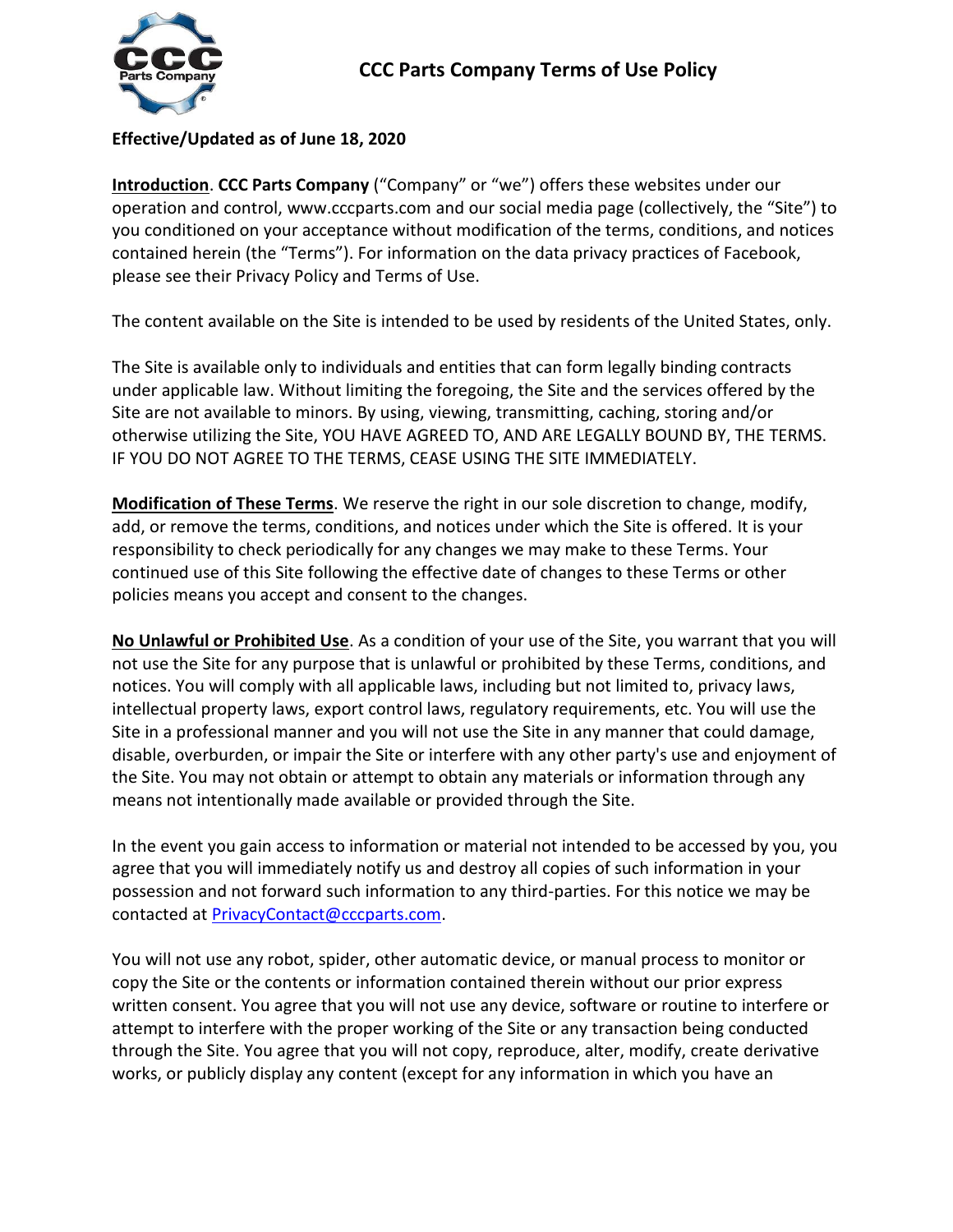# CCC Parts Company Terms of Use Policy

**Effective/Updated as of June 18, 2020**

**<u>Introduction</u>**. **CCC Parts Company** ("Company" or "we") offers these websites under our operation and control, www.cccparts.com and our social media page (collectively, the "Site") to you conditioned on your acceptance without modification of the terms, conditions, and notices contained herein (the "Terms"). For information on the data privacy practices of Facebook, please see their Privacy Policy and Terms of Use.

The content available on the Site is intended to be used by residents of the United States, only.

The Site is available only to individuals and entities that can form legally binding contracts under applicable law. Without limiting the foregoing, the Site and the services offered by the Site are not available to minors. By using, viewing, transmitting, caching, storing and/or otherwise utilizing the Site, YOU HAVE AGREED TO, AND ARE LEGALLY BOUND BY, THE TERMS. IF YOU DO NOT AGREE TO THE TERMS, CEASE USING THE SITE IMMEDIATELY.

**<u>Modification of These Terms</u>**. We reserve the right in our sole discretion to change, modify, add, or remove the terms, conditions, and notices under which the Site is offered. It is your responsibility to check periodically for any changes we may make to these Terms. Your continued use of this Site following the effective date of changes to these Terms or other policies means you accept and consent to the changes.

**<u>No Unlawful or Prohibited Use</u>**. As a condition of your use of the Site, you warrant that you will not use the Site for any purpose that is unlawful or prohibited by these Terms, conditions, and notices. You will comply with all applicable laws, including but not limited to, privacy laws, intellectual property laws, export control laws, regulatory requirements, etc. You will use the Site in a professional manner and you will not use the Site in any manner that could damage, disable, overburden, or impair the Site or interfere with any other party's use and enjoyment of the Site. You may not obtain or attempt to obtain any materials or information through any means not intentionally made available or provided through the Site.

In the event you gain access to information or material not intended to be accessed by you, you agree that you will immediately notify us and destroy all copies of such information in your possession and not forward such information to any third-parties. For this notice we may be contacted at PrivacyContact@cccparts.com.

You will not use any robot, spider, other automatic device, or manual process to monitor or copy the Site or the contents or information contained therein without our prior express written consent. You agree that you will not use any device, software or routine to interfere or attempt to interfere with the proper working of the Site or any transaction being conducted through the Site. You agree that you will not copy, reproduce, alter, modify, create derivative works, or publicly display any content (except for any information in which you have an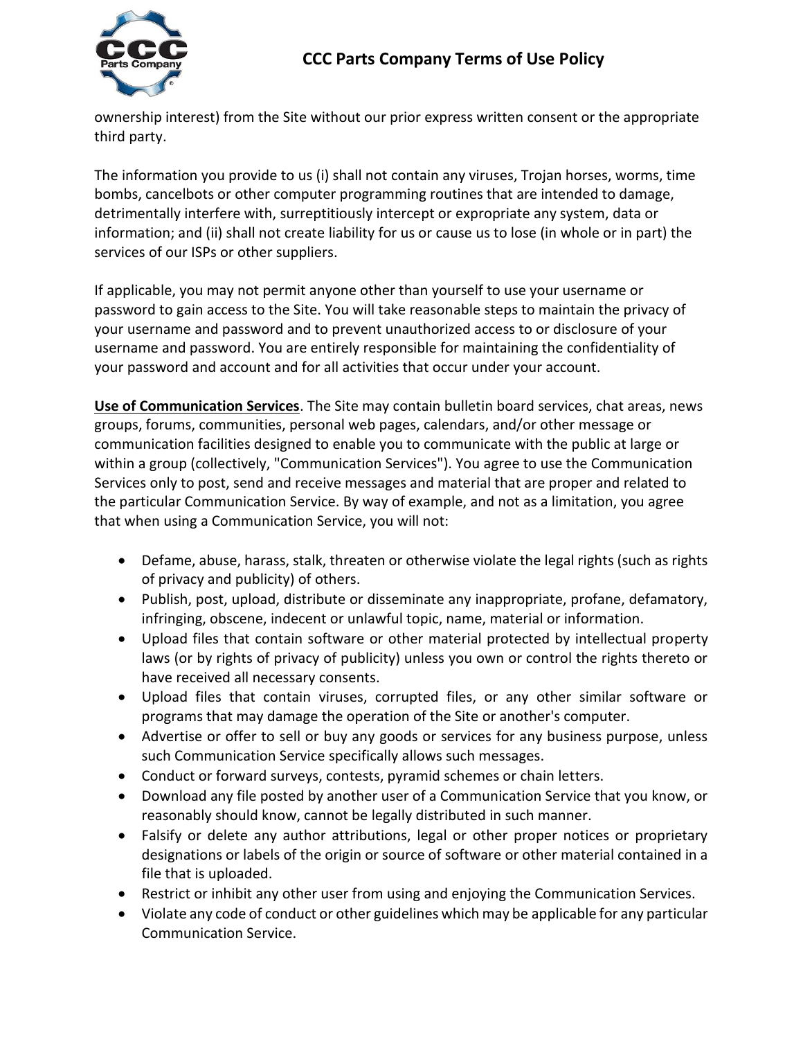ownership interest) from the Site without our prior express written consent or the appropriate third party.

The information you provide to us (i) shall not contain any viruses, Trojan horses, worms, time bombs, cancelbots or other computer programming routines that are intended to damage, detrimentally interfere with, surreptitiously intercept or expropriate any system, data or information; and (ii) shall not create liability for us or cause us to lose (in whole or in part) the services of our ISPs or other suppliers.

If applicable, you may not permit anyone other than yourself to use your username or password to gain access to the Site. You will take reasonable steps to maintain the privacy of your username and password and to prevent unauthorized access to or disclosure of your username and password. You are entirely responsible for maintaining the confidentiality of your password and account and for all activities that occur under your account.

**Use of Communication Services**. The Site may contain bulletin board services, chat areas, news groups, forums, communities, personal web pages, calendars, and/or other message or communication facilities designed to enable you to communicate with the public at large or within a group (collectively, "Communication Services"). You agree to use the Communication Services only to post, send and receive messages and material that are proper and related to the particular Communication Service. By way of example, and not as a limitation, you agree that when using a Communication Service, you will not:

- Defame, abuse, harass, stalk, threaten or otherwise violate the legal rights (such as rights of privacy and publicity) of others.
- Publish, post, upload, distribute or disseminate any inappropriate, profane, defamatory, infringing, obscene, indecent or unlawful topic, name, material or information.
- Upload files that contain software or other material protected by intellectual property laws (or by rights of privacy of publicity) unless you own or control the rights thereto or have received all necessary consents.
- Upload files that contain viruses, corrupted files, or any other similar software or programs that may damage the operation of the Site or another's computer.
- Advertise or offer to sell or buy any goods or services for any business purpose, unless such Communication Service specifically allows such messages.
- Conduct or forward surveys, contests, pyramid schemes or chain letters.
- Download any file posted by another user of a Communication Service that you know, or reasonably should know, cannot be legally distributed in such manner.
- Falsify or delete any author attributions, legal or other proper notices or proprietary designations or labels of the origin or source of software or other material contained in a file that is uploaded.
- Restrict or inhibit any other user from using and enjoying the Communication Services.
- Violate any code of conduct or other guidelines which may be applicable for any particular Communication Service.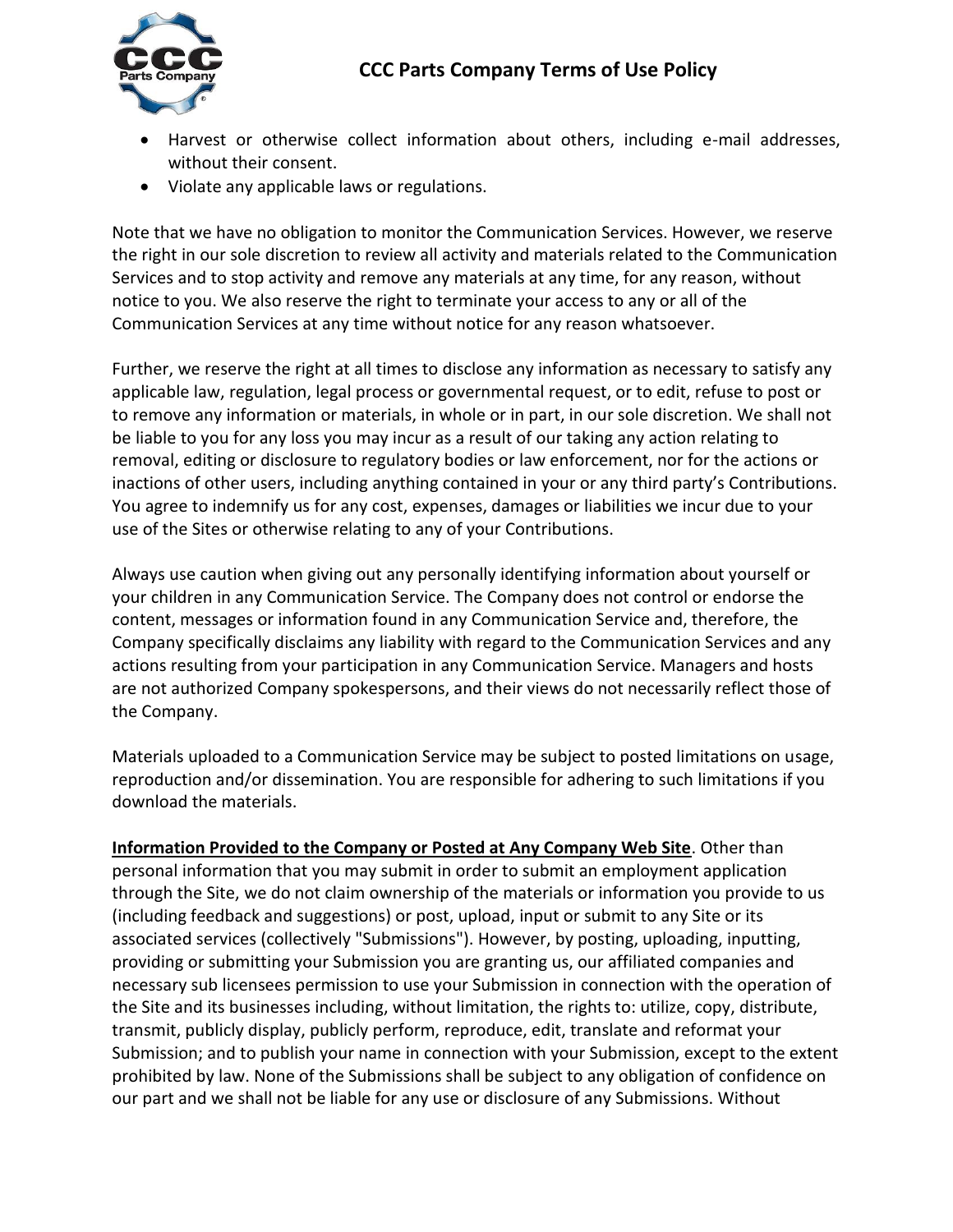- Harvest or otherwise collect information about others, including e-mail addresses, without their consent.
- Violate any applicable laws or regulations.

Note that we have no obligation to monitor the Communication Services. However, we reserve the right in our sole discretion to review all activity and materials related to the Communication Services and to stop activity and remove any materials at any time, for any reason, without notice to you. We also reserve the right to terminate your access to any or all of the Communication Services at any time without notice for any reason whatsoever.

Further, we reserve the right at all times to disclose any information as necessary to satisfy any applicable law, regulation, legal process or governmental request, or to edit, refuse to post or to remove any information or materials, in whole or in part, in our sole discretion. We shall not be liable to you for any loss you may incur as a result of our taking any action relating to removal, editing or disclosure to regulatory bodies or law enforcement, nor for the actions or inactions of other users, including anything contained in your or any third party's Contributions. You agree to indemnify us for any cost, expenses, damages or liabilities we incur due to your use of the Sites or otherwise relating to any of your Contributions.

Always use caution when giving out any personally identifying information about yourself or your children in any Communication Service. The Company does not control or endorse the content, messages or information found in any Communication Service and, therefore, the Company specifically disclaims any liability with regard to the Communication Services and any actions resulting from your participation in any Communication Service. Managers and hosts are not authorized Company spokespersons, and their views do not necessarily reflect those of the Company.

Materials uploaded to a Communication Service may be subject to posted limitations on usage, reproduction and/or dissemination. You are responsible for adhering to such limitations if you download the materials.

**Information Provided to the Company or Posted at Any Company Web Site**. Other than personal information that you may submit in order to submit an employment application through the Site, we do not claim ownership of the materials or information you provide to us (including feedback and suggestions) or post, upload, input or submit to any Site or its associated services (collectively "Submissions"). However, by posting, uploading, inputting, providing or submitting your Submission you are granting us, our affiliated companies and necessary sub licensees permission to use your Submission in connection with the operation of the Site and its businesses including, without limitation, the rights to: utilize, copy, distribute, transmit, publicly display, publicly perform, reproduce, edit, translate and reformat your Submission; and to publish your name in connection with your Submission, except to the extent prohibited by law. None of the Submissions shall be subject to any obligation of confidence on our part and we shall not be liable for any use or disclosure of any Submissions. Without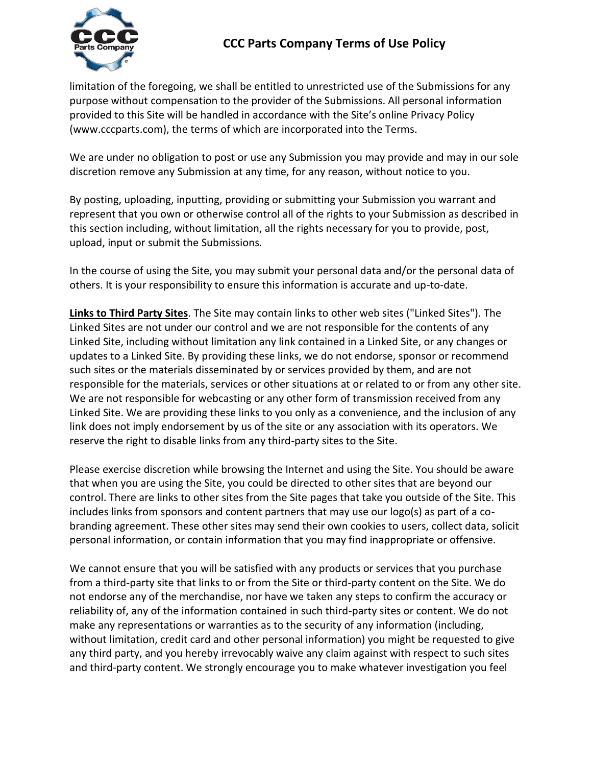limitation of the foregoing, we shall be entitled to unrestricted use of the Submissions for any purpose without compensation to the provider of the Submissions. All personal information provided to this Site will be handled in accordance with the Site's online Privacy Policy (www.cccparts.com), the terms of which are incorporated into the Terms.

We are under no obligation to post or use any Submission you may provide and may in our sole discretion remove any Submission at any time, for any reason, without notice to you.

By posting, uploading, inputting, providing or submitting your Submission you warrant and represent that you own or otherwise control all of the rights to your Submission as described in this section including, without limitation, all the rights necessary for you to provide, post, upload, input or submit the Submissions.

In the course of using the Site, you may submit your personal data and/or the personal data of others. It is your responsibility to ensure this information is accurate and up-to-date.

**Links to Third Party Sites**. The Site may contain links to other web sites ("Linked Sites"). The Linked Sites are not under our control and we are not responsible for the contents of any Linked Site, including without limitation any link contained in a Linked Site, or any changes or updates to a Linked Site. By providing these links, we do not endorse, sponsor or recommend such sites or the materials disseminated by or services provided by them, and are not responsible for the materials, services or other situations at or related to or from any other site. We are not responsible for webcasting or any other form of transmission received from any Linked Site. We are providing these links to you only as a convenience, and the inclusion of any link does not imply endorsement by us of the site or any association with its operators. We reserve the right to disable links from any third-party sites to the Site.

Please exercise discretion while browsing the Internet and using the Site. You should be aware that when you are using the Site, you could be directed to other sites that are beyond our control. There are links to other sites from the Site pages that take you outside of the Site. This includes links from sponsors and content partners that may use our logo(s) as part of a co-branding agreement. These other sites may send their own cookies to users, collect data, solicit personal information, or contain information that you may find inappropriate or offensive.

We cannot ensure that you will be satisfied with any products or services that you purchase from a third-party site that links to or from the Site or third-party content on the Site. We do not endorse any of the merchandise, nor have we taken any steps to confirm the accuracy or reliability of, any of the information contained in such third-party sites or content. We do not make any representations or warranties as to the security of any information (including, without limitation, credit card and other personal information) you might be requested to give any third party, and you hereby irrevocably waive any claim against with respect to such sites and third-party content. We strongly encourage you to make whatever investigation you feel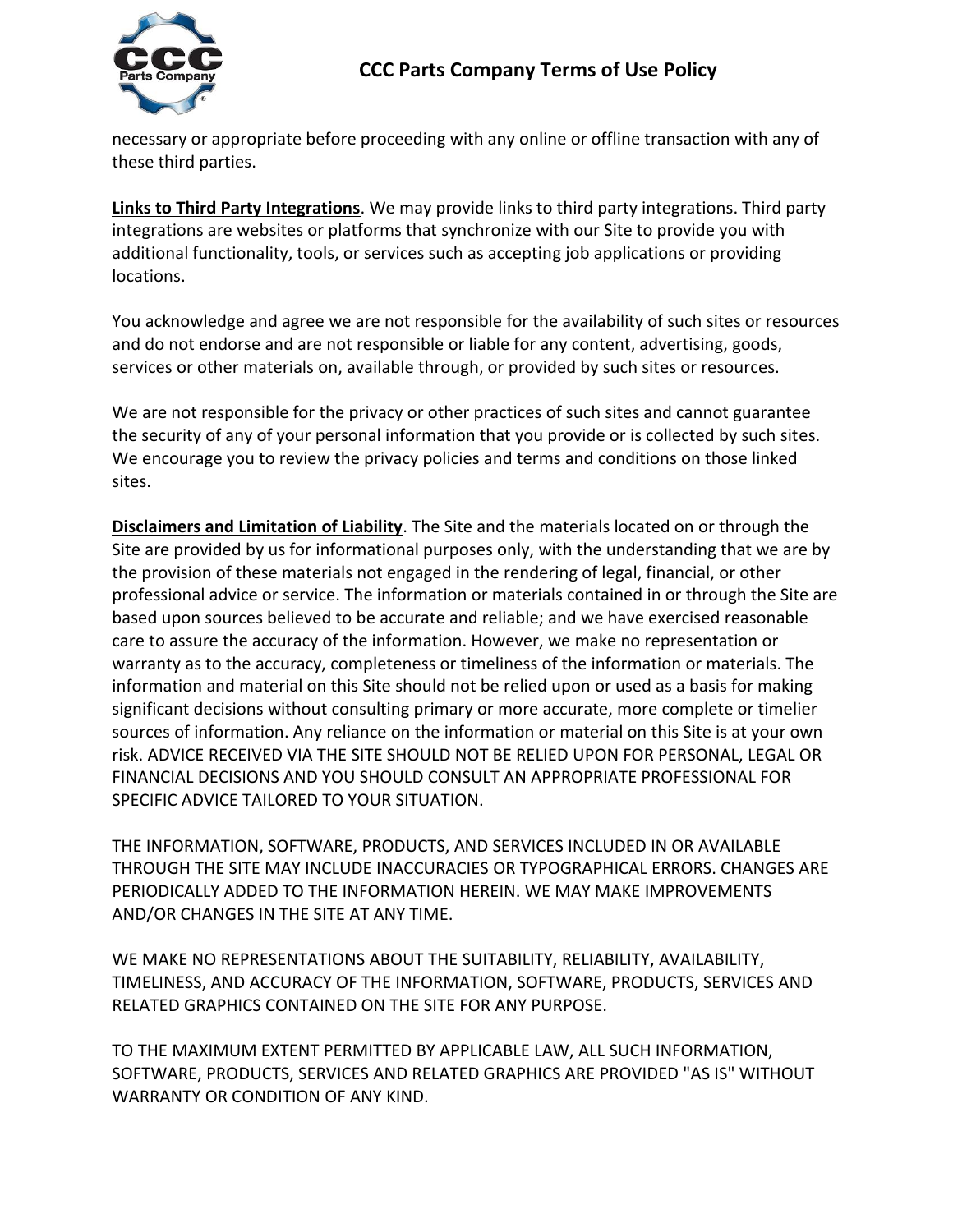necessary or appropriate before proceeding with any online or offline transaction with any of these third parties.

**Links to Third Party Integrations**. We may provide links to third party integrations. Third party integrations are websites or platforms that synchronize with our Site to provide you with additional functionality, tools, or services such as accepting job applications or providing locations.

You acknowledge and agree we are not responsible for the availability of such sites or resources and do not endorse and are not responsible or liable for any content, advertising, goods, services or other materials on, available through, or provided by such sites or resources.

We are not responsible for the privacy or other practices of such sites and cannot guarantee the security of any of your personal information that you provide or is collected by such sites. We encourage you to review the privacy policies and terms and conditions on those linked sites.

**Disclaimers and Limitation of Liability**. The Site and the materials located on or through the Site are provided by us for informational purposes only, with the understanding that we are by the provision of these materials not engaged in the rendering of legal, financial, or other professional advice or service. The information or materials contained in or through the Site are based upon sources believed to be accurate and reliable; and we have exercised reasonable care to assure the accuracy of the information. However, we make no representation or warranty as to the accuracy, completeness or timeliness of the information or materials. The information and material on this Site should not be relied upon or used as a basis for making significant decisions without consulting primary or more accurate, more complete or timelier sources of information. Any reliance on the information or material on this Site is at your own risk. ADVICE RECEIVED VIA THE SITE SHOULD NOT BE RELIED UPON FOR PERSONAL, LEGAL OR FINANCIAL DECISIONS AND YOU SHOULD CONSULT AN APPROPRIATE PROFESSIONAL FOR SPECIFIC ADVICE TAILORED TO YOUR SITUATION.

THE INFORMATION, SOFTWARE, PRODUCTS, AND SERVICES INCLUDED IN OR AVAILABLE THROUGH THE SITE MAY INCLUDE INACCURACIES OR TYPOGRAPHICAL ERRORS. CHANGES ARE PERIODICALLY ADDED TO THE INFORMATION HEREIN. WE MAY MAKE IMPROVEMENTS AND/OR CHANGES IN THE SITE AT ANY TIME.

WE MAKE NO REPRESENTATIONS ABOUT THE SUITABILITY, RELIABILITY, AVAILABILITY, TIMELINESS, AND ACCURACY OF THE INFORMATION, SOFTWARE, PRODUCTS, SERVICES AND RELATED GRAPHICS CONTAINED ON THE SITE FOR ANY PURPOSE.

TO THE MAXIMUM EXTENT PERMITTED BY APPLICABLE LAW, ALL SUCH INFORMATION, SOFTWARE, PRODUCTS, SERVICES AND RELATED GRAPHICS ARE PROVIDED "AS IS" WITHOUT WARRANTY OR CONDITION OF ANY KIND.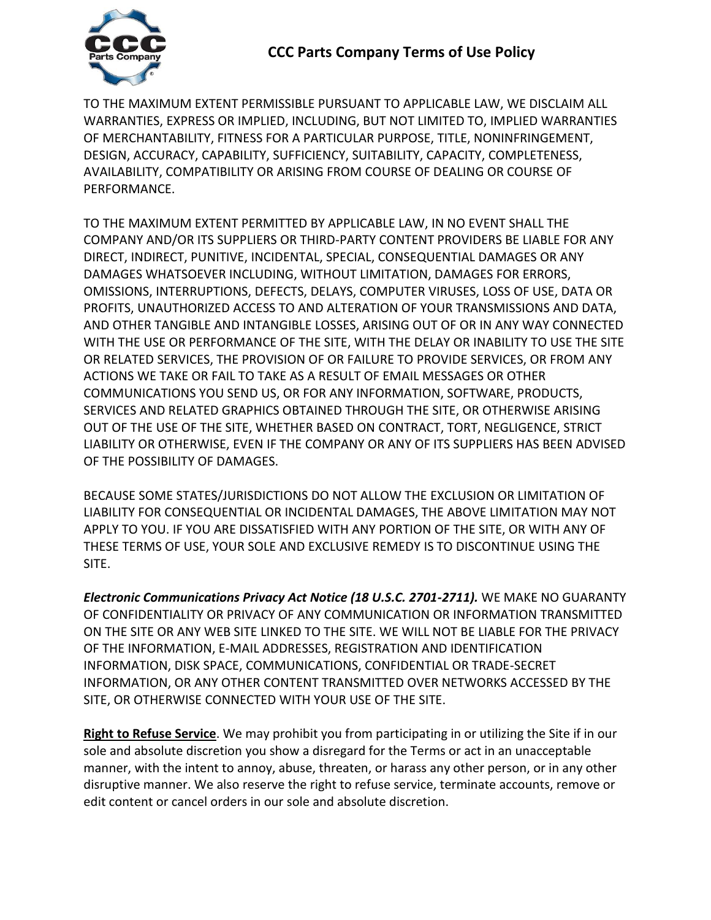TO THE MAXIMUM EXTENT PERMISSIBLE PURSUANT TO APPLICABLE LAW, WE DISCLAIM ALL WARRANTIES, EXPRESS OR IMPLIED, INCLUDING, BUT NOT LIMITED TO, IMPLIED WARRANTIES OF MERCHANTABILITY, FITNESS FOR A PARTICULAR PURPOSE, TITLE, NONINFRINGEMENT, DESIGN, ACCURACY, CAPABILITY, SUFFICIENCY, SUITABILITY, CAPACITY, COMPLETENESS, AVAILABILITY, COMPATIBILITY OR ARISING FROM COURSE OF DEALING OR COURSE OF PERFORMANCE.

TO THE MAXIMUM EXTENT PERMITTED BY APPLICABLE LAW, IN NO EVENT SHALL THE COMPANY AND/OR ITS SUPPLIERS OR THIRD-PARTY CONTENT PROVIDERS BE LIABLE FOR ANY DIRECT, INDIRECT, PUNITIVE, INCIDENTAL, SPECIAL, CONSEQUENTIAL DAMAGES OR ANY DAMAGES WHATSOEVER INCLUDING, WITHOUT LIMITATION, DAMAGES FOR ERRORS, OMISSIONS, INTERRUPTIONS, DEFECTS, DELAYS, COMPUTER VIRUSES, LOSS OF USE, DATA OR PROFITS, UNAUTHORIZED ACCESS TO AND ALTERATION OF YOUR TRANSMISSIONS AND DATA, AND OTHER TANGIBLE AND INTANGIBLE LOSSES, ARISING OUT OF OR IN ANY WAY CONNECTED WITH THE USE OR PERFORMANCE OF THE SITE, WITH THE DELAY OR INABILITY TO USE THE SITE OR RELATED SERVICES, THE PROVISION OF OR FAILURE TO PROVIDE SERVICES, OR FROM ANY ACTIONS WE TAKE OR FAIL TO TAKE AS A RESULT OF EMAIL MESSAGES OR OTHER COMMUNICATIONS YOU SEND US, OR FOR ANY INFORMATION, SOFTWARE, PRODUCTS, SERVICES AND RELATED GRAPHICS OBTAINED THROUGH THE SITE, OR OTHERWISE ARISING OUT OF THE USE OF THE SITE, WHETHER BASED ON CONTRACT, TORT, NEGLIGENCE, STRICT LIABILITY OR OTHERWISE, EVEN IF THE COMPANY OR ANY OF ITS SUPPLIERS HAS BEEN ADVISED OF THE POSSIBILITY OF DAMAGES.

BECAUSE SOME STATES/JURISDICTIONS DO NOT ALLOW THE EXCLUSION OR LIMITATION OF LIABILITY FOR CONSEQUENTIAL OR INCIDENTAL DAMAGES, THE ABOVE LIMITATION MAY NOT APPLY TO YOU. IF YOU ARE DISSATISFIED WITH ANY PORTION OF THE SITE, OR WITH ANY OF THESE TERMS OF USE, YOUR SOLE AND EXCLUSIVE REMEDY IS TO DISCONTINUE USING THE SITE.

***Electronic Communications Privacy Act Notice (18 U.S.C. 2701-2711).*** WE MAKE NO GUARANTY OF CONFIDENTIALITY OR PRIVACY OF ANY COMMUNICATION OR INFORMATION TRANSMITTED ON THE SITE OR ANY WEB SITE LINKED TO THE SITE. WE WILL NOT BE LIABLE FOR THE PRIVACY OF THE INFORMATION, E-MAIL ADDRESSES, REGISTRATION AND IDENTIFICATION INFORMATION, DISK SPACE, COMMUNICATIONS, CONFIDENTIAL OR TRADE-SECRET INFORMATION, OR ANY OTHER CONTENT TRANSMITTED OVER NETWORKS ACCESSED BY THE SITE, OR OTHERWISE CONNECTED WITH YOUR USE OF THE SITE.

**Right to Refuse Service**. We may prohibit you from participating in or utilizing the Site if in our sole and absolute discretion you show a disregard for the Terms or act in an unacceptable manner, with the intent to annoy, abuse, threaten, or harass any other person, or in any other disruptive manner. We also reserve the right to refuse service, terminate accounts, remove or edit content or cancel orders in our sole and absolute discretion.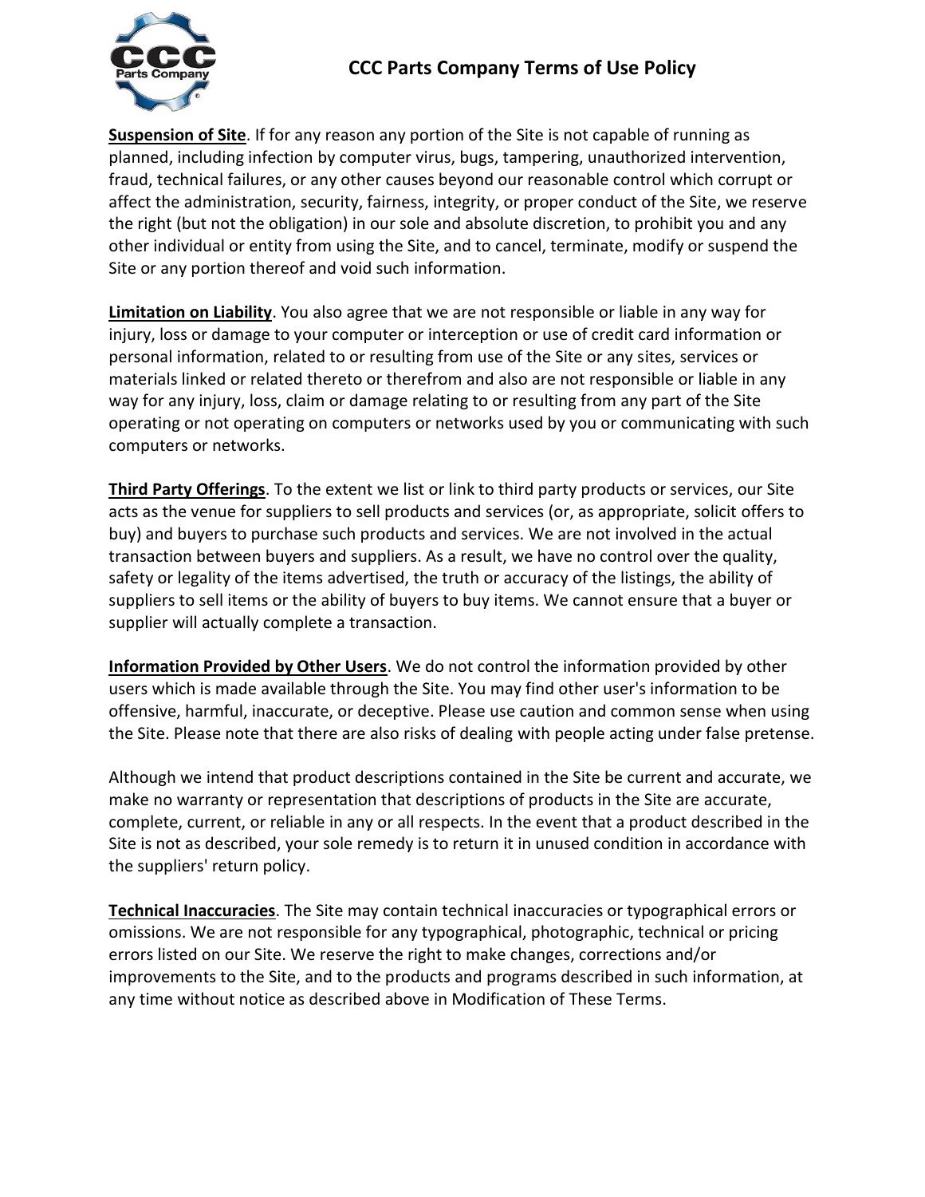**Suspension of Site**. If for any reason any portion of the Site is not capable of running as planned, including infection by computer virus, bugs, tampering, unauthorized intervention, fraud, technical failures, or any other causes beyond our reasonable control which corrupt or affect the administration, security, fairness, integrity, or proper conduct of the Site, we reserve the right (but not the obligation) in our sole and absolute discretion, to prohibit you and any other individual or entity from using the Site, and to cancel, terminate, modify or suspend the Site or any portion thereof and void such information.

**Limitation on Liability**. You also agree that we are not responsible or liable in any way for injury, loss or damage to your computer or interception or use of credit card information or personal information, related to or resulting from use of the Site or any sites, services or materials linked or related thereto or therefrom and also are not responsible or liable in any way for any injury, loss, claim or damage relating to or resulting from any part of the Site operating or not operating on computers or networks used by you or communicating with such computers or networks.

**Third Party Offerings**. To the extent we list or link to third party products or services, our Site acts as the venue for suppliers to sell products and services (or, as appropriate, solicit offers to buy) and buyers to purchase such products and services. We are not involved in the actual transaction between buyers and suppliers. As a result, we have no control over the quality, safety or legality of the items advertised, the truth or accuracy of the listings, the ability of suppliers to sell items or the ability of buyers to buy items. We cannot ensure that a buyer or supplier will actually complete a transaction.

**Information Provided by Other Users**. We do not control the information provided by other users which is made available through the Site. You may find other user's information to be offensive, harmful, inaccurate, or deceptive. Please use caution and common sense when using the Site. Please note that there are also risks of dealing with people acting under false pretense.

Although we intend that product descriptions contained in the Site be current and accurate, we make no warranty or representation that descriptions of products in the Site are accurate, complete, current, or reliable in any or all respects. In the event that a product described in the Site is not as described, your sole remedy is to return it in unused condition in accordance with the suppliers' return policy.

**Technical Inaccuracies**. The Site may contain technical inaccuracies or typographical errors or omissions. We are not responsible for any typographical, photographic, technical or pricing errors listed on our Site. We reserve the right to make changes, corrections and/or improvements to the Site, and to the products and programs described in such information, at any time without notice as described above in Modification of These Terms.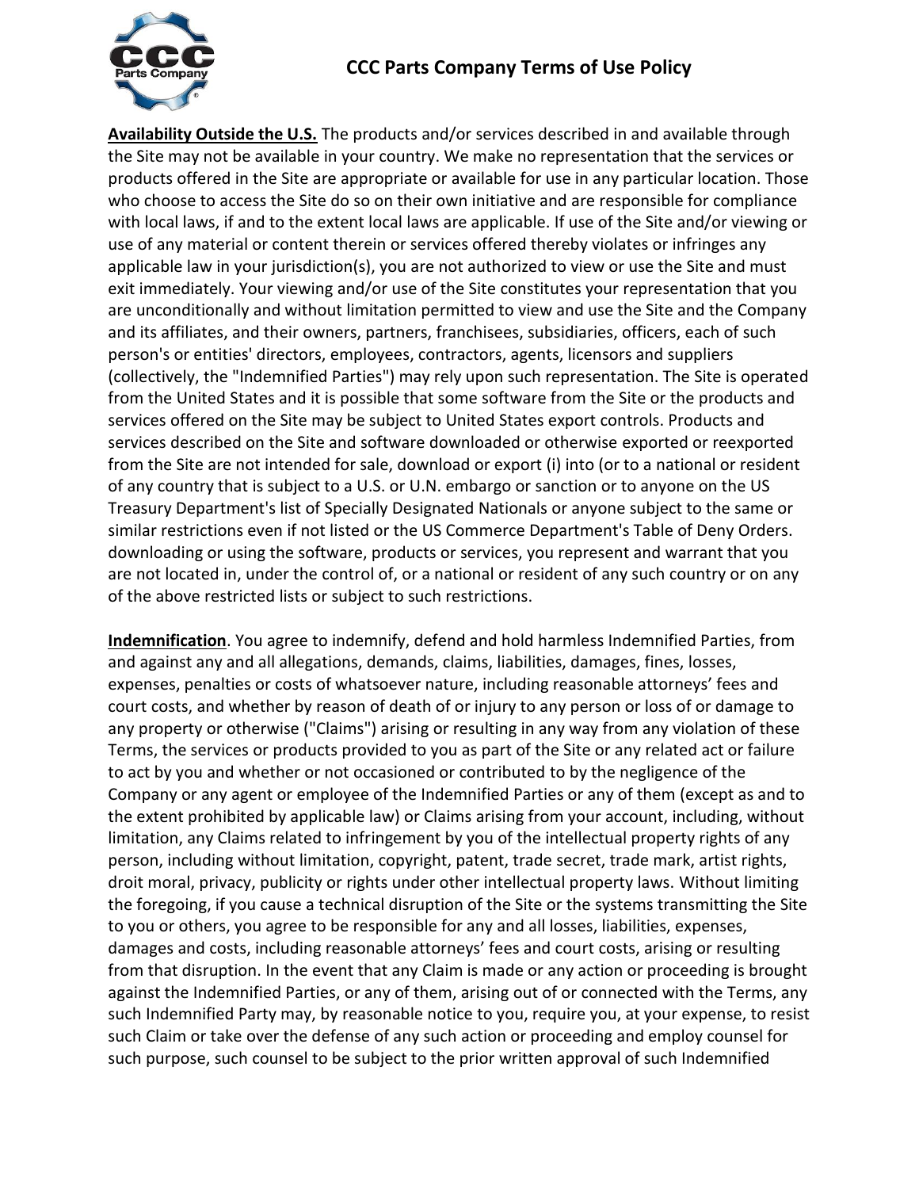**Availability Outside the U.S.** The products and/or services described in and available through the Site may not be available in your country. We make no representation that the services or products offered in the Site are appropriate or available for use in any particular location. Those who choose to access the Site do so on their own initiative and are responsible for compliance with local laws, if and to the extent local laws are applicable. If use of the Site and/or viewing or use of any material or content therein or services offered thereby violates or infringes any applicable law in your jurisdiction(s), you are not authorized to view or use the Site and must exit immediately. Your viewing and/or use of the Site constitutes your representation that you are unconditionally and without limitation permitted to view and use the Site and the Company and its affiliates, and their owners, partners, franchisees, subsidiaries, officers, each of such person's or entities' directors, employees, contractors, agents, licensors and suppliers (collectively, the "Indemnified Parties") may rely upon such representation. The Site is operated from the United States and it is possible that some software from the Site or the products and services offered on the Site may be subject to United States export controls. Products and services described on the Site and software downloaded or otherwise exported or reexported from the Site are not intended for sale, download or export (i) into (or to a national or resident of any country that is subject to a U.S. or U.N. embargo or sanction or to anyone on the US Treasury Department's list of Specially Designated Nationals or anyone subject to the same or similar restrictions even if not listed or the US Commerce Department's Table of Deny Orders. downloading or using the software, products or services, you represent and warrant that you are not located in, under the control of, or a national or resident of any such country or on any of the above restricted lists or subject to such restrictions.

**Indemnification**. You agree to indemnify, defend and hold harmless Indemnified Parties, from and against any and all allegations, demands, claims, liabilities, damages, fines, losses, expenses, penalties or costs of whatsoever nature, including reasonable attorneys' fees and court costs, and whether by reason of death of or injury to any person or loss of or damage to any property or otherwise ("Claims") arising or resulting in any way from any violation of these Terms, the services or products provided to you as part of the Site or any related act or failure to act by you and whether or not occasioned or contributed to by the negligence of the Company or any agent or employee of the Indemnified Parties or any of them (except as and to the extent prohibited by applicable law) or Claims arising from your account, including, without limitation, any Claims related to infringement by you of the intellectual property rights of any person, including without limitation, copyright, patent, trade secret, trade mark, artist rights, droit moral, privacy, publicity or rights under other intellectual property laws. Without limiting the foregoing, if you cause a technical disruption of the Site or the systems transmitting the Site to you or others, you agree to be responsible for any and all losses, liabilities, expenses, damages and costs, including reasonable attorneys' fees and court costs, arising or resulting from that disruption. In the event that any Claim is made or any action or proceeding is brought against the Indemnified Parties, or any of them, arising out of or connected with the Terms, any such Indemnified Party may, by reasonable notice to you, require you, at your expense, to resist such Claim or take over the defense of any such action or proceeding and employ counsel for such purpose, such counsel to be subject to the prior written approval of such Indemnified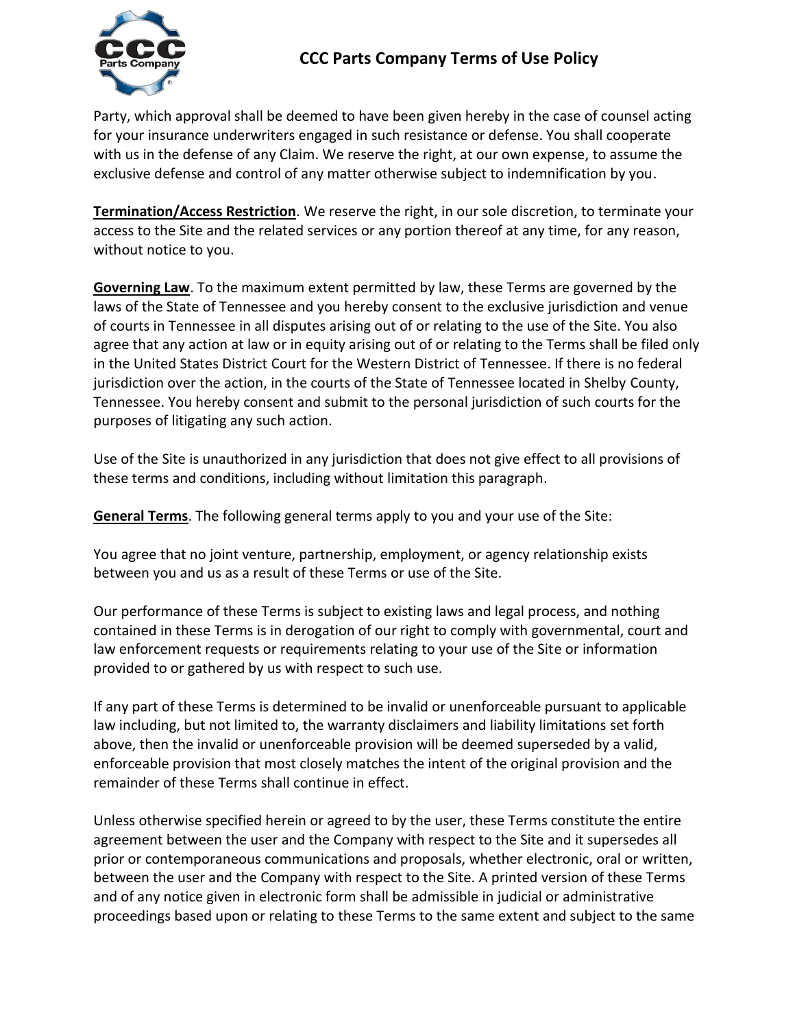Party, which approval shall be deemed to have been given hereby in the case of counsel acting for your insurance underwriters engaged in such resistance or defense. You shall cooperate with us in the defense of any Claim. We reserve the right, at our own expense, to assume the exclusive defense and control of any matter otherwise subject to indemnification by you.

**Termination/Access Restriction**. We reserve the right, in our sole discretion, to terminate your access to the Site and the related services or any portion thereof at any time, for any reason, without notice to you.

**Governing Law**. To the maximum extent permitted by law, these Terms are governed by the laws of the State of Tennessee and you hereby consent to the exclusive jurisdiction and venue of courts in Tennessee in all disputes arising out of or relating to the use of the Site. You also agree that any action at law or in equity arising out of or relating to the Terms shall be filed only in the United States District Court for the Western District of Tennessee. If there is no federal jurisdiction over the action, in the courts of the State of Tennessee located in Shelby County, Tennessee. You hereby consent and submit to the personal jurisdiction of such courts for the purposes of litigating any such action.

Use of the Site is unauthorized in any jurisdiction that does not give effect to all provisions of these terms and conditions, including without limitation this paragraph.

**General Terms**. The following general terms apply to you and your use of the Site:

You agree that no joint venture, partnership, employment, or agency relationship exists between you and us as a result of these Terms or use of the Site.

Our performance of these Terms is subject to existing laws and legal process, and nothing contained in these Terms is in derogation of our right to comply with governmental, court and law enforcement requests or requirements relating to your use of the Site or information provided to or gathered by us with respect to such use.

If any part of these Terms is determined to be invalid or unenforceable pursuant to applicable law including, but not limited to, the warranty disclaimers and liability limitations set forth above, then the invalid or unenforceable provision will be deemed superseded by a valid, enforceable provision that most closely matches the intent of the original provision and the remainder of these Terms shall continue in effect.

Unless otherwise specified herein or agreed to by the user, these Terms constitute the entire agreement between the user and the Company with respect to the Site and it supersedes all prior or contemporaneous communications and proposals, whether electronic, oral or written, between the user and the Company with respect to the Site. A printed version of these Terms and of any notice given in electronic form shall be admissible in judicial or administrative proceedings based upon or relating to these Terms to the same extent and subject to the same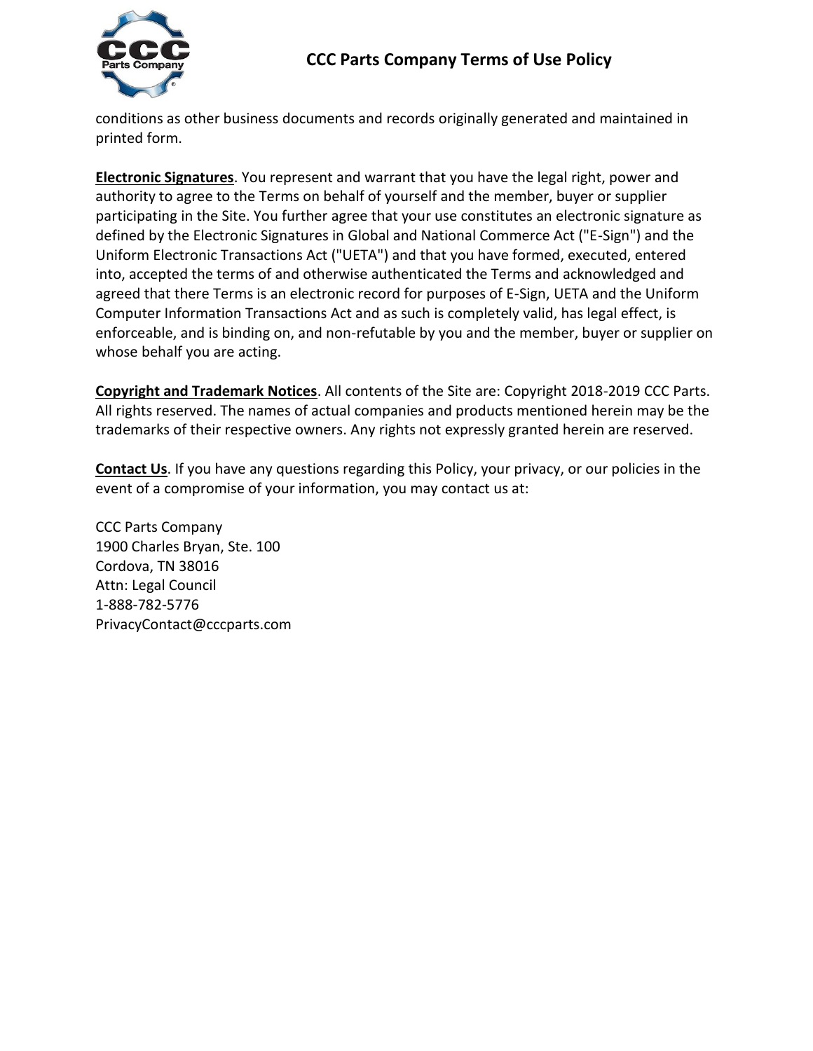conditions as other business documents and records originally generated and maintained in printed form.

**Electronic Signatures**. You represent and warrant that you have the legal right, power and authority to agree to the Terms on behalf of yourself and the member, buyer or supplier participating in the Site. You further agree that your use constitutes an electronic signature as defined by the Electronic Signatures in Global and National Commerce Act ("E-Sign") and the Uniform Electronic Transactions Act ("UETA") and that you have formed, executed, entered into, accepted the terms of and otherwise authenticated the Terms and acknowledged and agreed that there Terms is an electronic record for purposes of E-Sign, UETA and the Uniform Computer Information Transactions Act and as such is completely valid, has legal effect, is enforceable, and is binding on, and non-refutable by you and the member, buyer or supplier on whose behalf you are acting.

**Copyright and Trademark Notices**. All contents of the Site are: Copyright 2018-2019 CCC Parts. All rights reserved. The names of actual companies and products mentioned herein may be the trademarks of their respective owners. Any rights not expressly granted herein are reserved.

**Contact Us**. If you have any questions regarding this Policy, your privacy, or our policies in the event of a compromise of your information, you may contact us at:

CCC Parts Company
1900 Charles Bryan, Ste. 100
Cordova, TN 38016
Attn: Legal Council
1-888-782-5776
PrivacyContact@cccparts.com